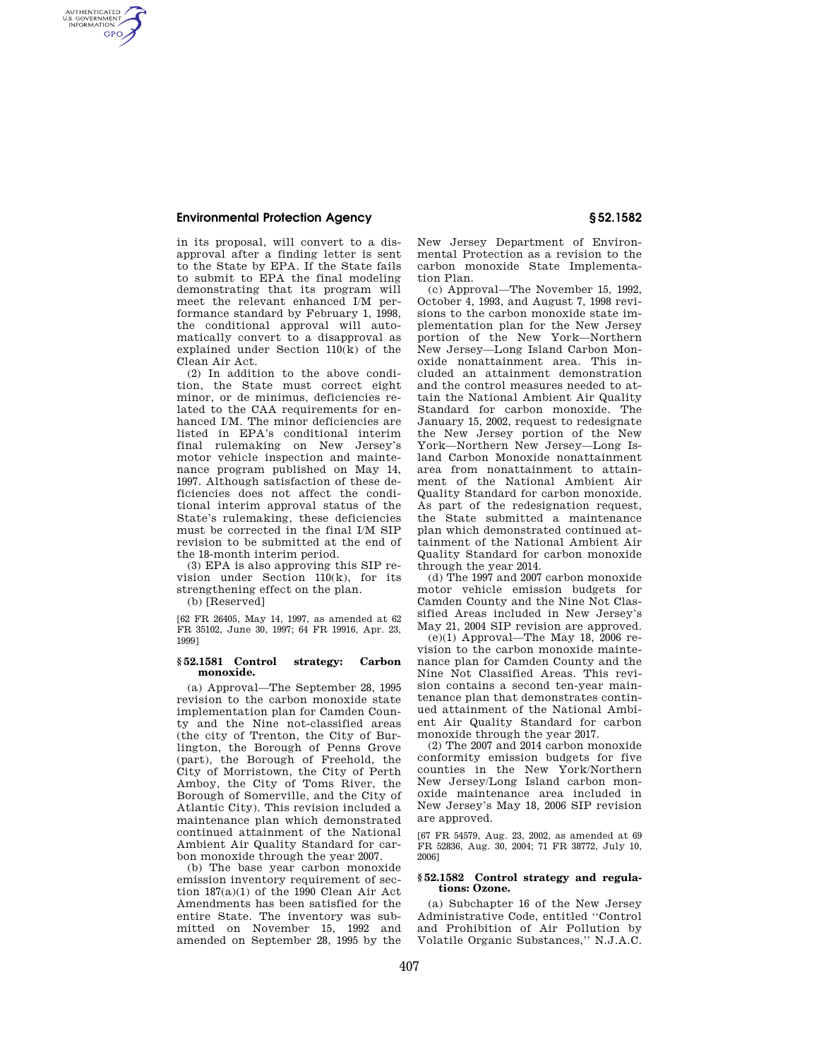in its proposal, will convert to a disapproval after a finding letter is sent to the State by EPA. If the State fails to submit to EPA the final modeling demonstrating that its program will meet the relevant enhanced I/M performance standard by February 1, 1998, the conditional approval will automatically convert to a disapproval as explained under Section 110(k) of the Clean Air Act.

(2) In addition to the above condition, the State must correct eight minor, or de minimus, deficiencies related to the CAA requirements for enhanced I/M. The minor deficiencies are listed in EPA's conditional interim final rulemaking on New Jersey's motor vehicle inspection and maintenance program published on May 14, 1997. Although satisfaction of these deficiencies does not affect the conditional interim approval status of the State's rulemaking, these deficiencies must be corrected in the final I/M SIP revision to be submitted at the end of the 18-month interim period.

(3) EPA is also approving this SIP revision under Section 110(k), for its strengthening effect on the plan.

(b) [Reserved]

[62 FR 26405, May 14, 1997, as amended at 62 FR 35102, June 30, 1997; 64 FR 19916, Apr. 23, 1999]

## § 52.1581 Control strategy: Carbon monoxide.

(a) Approval—The September 28, 1995 revision to the carbon monoxide state implementation plan for Camden County and the Nine not-classified areas (the city of Trenton, the City of Burlington, the Borough of Penns Grove (part), the Borough of Freehold, the City of Morristown, the City of Perth Amboy, the City of Toms River, the Borough of Somerville, and the City of Atlantic City). This revision included a maintenance plan which demonstrated continued attainment of the National Ambient Air Quality Standard for carbon monoxide through the year 2007.

(b) The base year carbon monoxide emission inventory requirement of section 187(a)(1) of the 1990 Clean Air Act Amendments has been satisfied for the entire State. The inventory was submitted on November 15, 1992 and amended on September 28, 1995 by the New Jersey Department of Environmental Protection as a revision to the carbon monoxide State Implementation Plan.

(c) Approval—The November 15, 1992, October 4, 1993, and August 7, 1998 revisions to the carbon monoxide state implementation plan for the New Jersey portion of the New York—Northern New Jersey—Long Island Carbon Monoxide nonattainment area. This included an attainment demonstration and the control measures needed to attain the National Ambient Air Quality Standard for carbon monoxide. The January 15, 2002, request to redesignate the New Jersey portion of the New York—Northern New Jersey—Long Island Carbon Monoxide nonattainment area from nonattainment to attainment of the National Ambient Air Quality Standard for carbon monoxide. As part of the redesignation request, the State submitted a maintenance plan which demonstrated continued attainment of the National Ambient Air Quality Standard for carbon monoxide through the year 2014.

(d) The 1997 and 2007 carbon monoxide motor vehicle emission budgets for Camden County and the Nine Not Classified Areas included in New Jersey's May 21, 2004 SIP revision are approved.

(e)(1) Approval—The May 18, 2006 revision to the carbon monoxide maintenance plan for Camden County and the Nine Not Classified Areas. This revision contains a second ten-year maintenance plan that demonstrates continued attainment of the National Ambient Air Quality Standard for carbon monoxide through the year 2017.

(2) The 2007 and 2014 carbon monoxide conformity emission budgets for five counties in the New York/Northern New Jersey/Long Island carbon monoxide maintenance area included in New Jersey's May 18, 2006 SIP revision are approved.

[67 FR 54579, Aug. 23, 2002, as amended at 69 FR 52836, Aug. 30, 2004; 71 FR 38772, July 10, 2006]

## § 52.1582 Control strategy and regulations: Ozone.

(a) Subchapter 16 of the New Jersey Administrative Code, entitled "Control and Prohibition of Air Pollution by Volatile Organic Substances," N.J.A.C.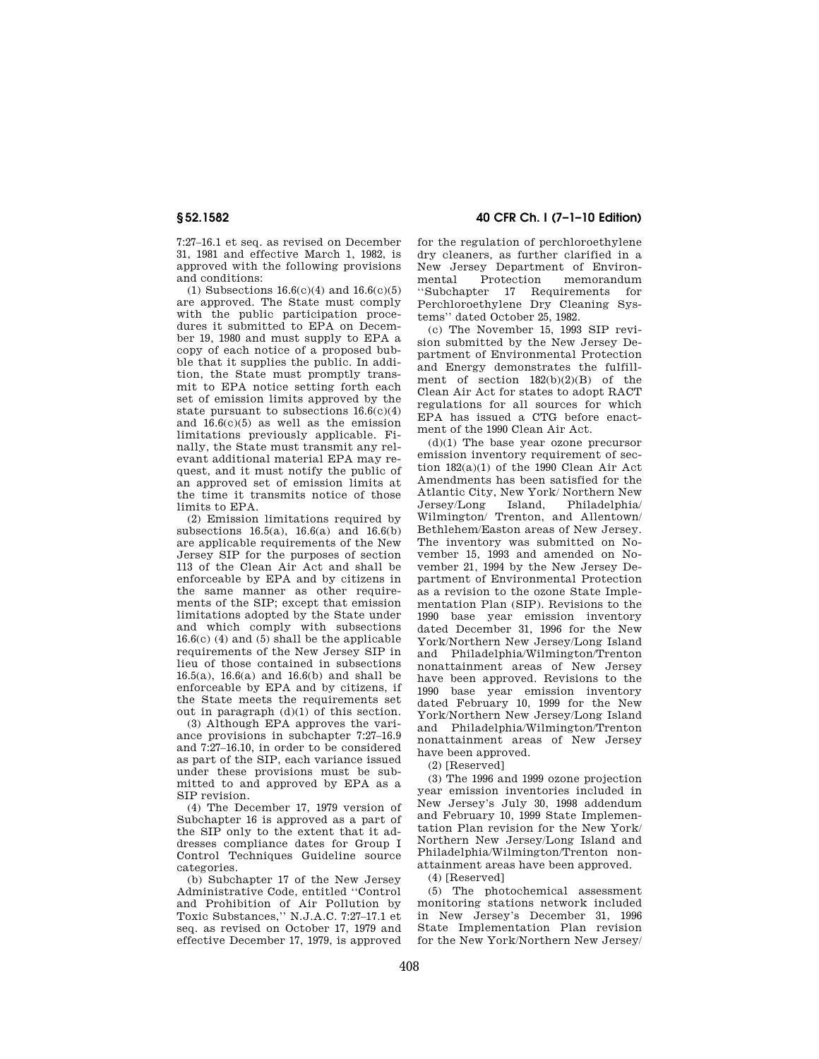7:27–16.1 et seq. as revised on December 31, 1981 and effective March 1, 1982, is approved with the following provisions and conditions:

(1) Subsections 16.6(c)(4) and 16.6(c)(5) are approved. The State must comply with the public participation procedures it submitted to EPA on December 19, 1980 and must supply to EPA a copy of each notice of a proposed bubble that it supplies the public. In addition, the State must promptly transmit to EPA notice setting forth each set of emission limits approved by the state pursuant to subsections 16.6(c)(4) and 16.6(c)(5) as well as the emission limitations previously applicable. Finally, the State must transmit any relevant additional material EPA may request, and it must notify the public of an approved set of emission limits at the time it transmits notice of those limits to EPA.

(2) Emission limitations required by subsections 16.5(a), 16.6(a) and 16.6(b) are applicable requirements of the New Jersey SIP for the purposes of section 113 of the Clean Air Act and shall be enforceable by EPA and by citizens in the same manner as other requirements of the SIP; except that emission limitations adopted by the State under and which comply with subsections 16.6(c) (4) and (5) shall be the applicable requirements of the New Jersey SIP in lieu of those contained in subsections 16.5(a), 16.6(a) and 16.6(b) and shall be enforceable by EPA and by citizens, if the State meets the requirements set out in paragraph (d)(1) of this section.

(3) Although EPA approves the variance provisions in subchapter 7:27–16.9 and 7:27–16.10, in order to be considered as part of the SIP, each variance issued under these provisions must be submitted to and approved by EPA as a SIP revision.

(4) The December 17, 1979 version of Subchapter 16 is approved as a part of the SIP only to the extent that it addresses compliance dates for Group I Control Techniques Guideline source categories.

(b) Subchapter 17 of the New Jersey Administrative Code, entitled ''Control and Prohibition of Air Pollution by Toxic Substances,'' N.J.A.C. 7:27–17.1 et seq. as revised on October 17, 1979 and effective December 17, 1979, is approved for the regulation of perchloroethylene dry cleaners, as further clarified in a New Jersey Department of Environmental Protection memorandum ''Subchapter 17 Requirements for Perchloroethylene Dry Cleaning Systems'' dated October 25, 1982.

(c) The November 15, 1993 SIP revision submitted by the New Jersey Department of Environmental Protection and Energy demonstrates the fulfillment of section 182(b)(2)(B) of the Clean Air Act for states to adopt RACT regulations for all sources for which EPA has issued a CTG before enactment of the 1990 Clean Air Act.

(d)(1) The base year ozone precursor emission inventory requirement of section 182(a)(1) of the 1990 Clean Air Act Amendments has been satisfied for the Atlantic City, New York/ Northern New Jersey/Long Island, Philadelphia/ Wilmington/ Trenton, and Allentown/ Bethlehem/Easton areas of New Jersey. The inventory was submitted on November 15, 1993 and amended on November 21, 1994 by the New Jersey Department of Environmental Protection as a revision to the ozone State Implementation Plan (SIP). Revisions to the 1990 base year emission inventory dated December 31, 1996 for the New York/Northern New Jersey/Long Island and Philadelphia/Wilmington/Trenton nonattainment areas of New Jersey have been approved. Revisions to the 1990 base year emission inventory dated February 10, 1999 for the New York/Northern New Jersey/Long Island and Philadelphia/Wilmington/Trenton nonattainment areas of New Jersey have been approved.

(2) [Reserved]

(3) The 1996 and 1999 ozone projection year emission inventories included in New Jersey's July 30, 1998 addendum and February 10, 1999 State Implementation Plan revision for the New York/ Northern New Jersey/Long Island and Philadelphia/Wilmington/Trenton nonattainment areas have been approved.

(4) [Reserved]

(5) The photochemical assessment monitoring stations network included in New Jersey's December 31, 1996 State Implementation Plan revision for the New York/Northern New Jersey/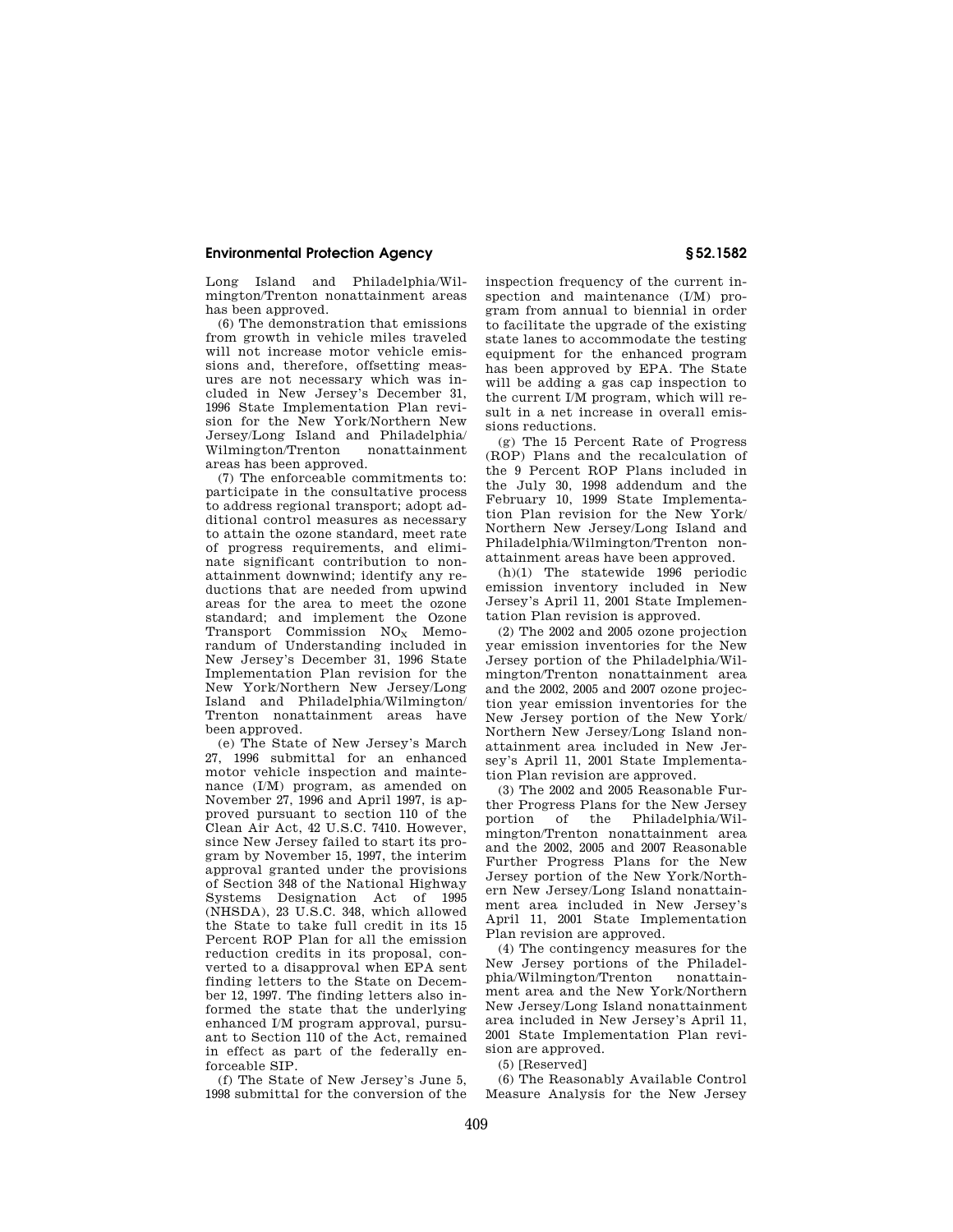Long Island and Philadelphia/Wilmington/Trenton nonattainment areas has been approved.

(6) The demonstration that emissions from growth in vehicle miles traveled will not increase motor vehicle emissions and, therefore, offsetting measures are not necessary which was included in New Jersey's December 31, 1996 State Implementation Plan revision for the New York/Northern New Jersey/Long Island and Philadelphia/Wilmington/Trenton nonattainment areas has been approved.

(7) The enforceable commitments to: participate in the consultative process to address regional transport; adopt additional control measures as necessary to attain the ozone standard, meet rate of progress requirements, and eliminate significant contribution to nonattainment downwind; identify any reductions that are needed from upwind areas for the area to meet the ozone standard; and implement the Ozone Transport Commission $NO_X$ Memorandum of Understanding included in New Jersey's December 31, 1996 State Implementation Plan revision for the New York/Northern New Jersey/Long Island and Philadelphia/Wilmington/Trenton nonattainment areas have been approved.

(e) The State of New Jersey's March 27, 1996 submittal for an enhanced motor vehicle inspection and maintenance (I/M) program, as amended on November 27, 1996 and April 1997, is approved pursuant to section 110 of the Clean Air Act, 42 U.S.C. 7410. However, since New Jersey failed to start its program by November 15, 1997, the interim approval granted under the provisions of Section 348 of the National Highway Systems Designation Act of 1995 (NHSDA), 23 U.S.C. 348, which allowed the State to take full credit in its 15 Percent ROP Plan for all the emission reduction credits in its proposal, converted to a disapproval when EPA sent finding letters to the State on December 12, 1997. The finding letters also informed the state that the underlying enhanced I/M program approval, pursuant to Section 110 of the Act, remained in effect as part of the federally enforceable SIP.

(f) The State of New Jersey's June 5, 1998 submittal for the conversion of the inspection frequency of the current inspection and maintenance (I/M) program from annual to biennial in order to facilitate the upgrade of the existing state lanes to accommodate the testing equipment for the enhanced program has been approved by EPA. The State will be adding a gas cap inspection to the current I/M program, which will result in a net increase in overall emissions reductions.

(g) The 15 Percent Rate of Progress (ROP) Plans and the recalculation of the 9 Percent ROP Plans included in the July 30, 1998 addendum and the February 10, 1999 State Implementation Plan revision for the New York/Northern New Jersey/Long Island and Philadelphia/Wilmington/Trenton nonattainment areas have been approved.

(h)(1) The statewide 1996 periodic emission inventory included in New Jersey's April 11, 2001 State Implementation Plan revision is approved.

(2) The 2002 and 2005 ozone projection year emission inventories for the New Jersey portion of the Philadelphia/Wilmington/Trenton nonattainment area and the 2002, 2005 and 2007 ozone projection year emission inventories for the New Jersey portion of the New York/Northern New Jersey/Long Island nonattainment area included in New Jersey's April 11, 2001 State Implementation Plan revision are approved.

(3) The 2002 and 2005 Reasonable Further Progress Plans for the New Jersey portion of the Philadelphia/Wilmington/Trenton nonattainment area and the 2002, 2005 and 2007 Reasonable Further Progress Plans for the New Jersey portion of the New York/Northern New Jersey/Long Island nonattainment area included in New Jersey's April 11, 2001 State Implementation Plan revision are approved.

(4) The contingency measures for the New Jersey portions of the Philadelphia/Wilmington/Trenton nonattainment area and the New York/Northern New Jersey/Long Island nonattainment area included in New Jersey's April 11, 2001 State Implementation Plan revision are approved.

(5) [Reserved]

(6) The Reasonably Available Control Measure Analysis for the New Jersey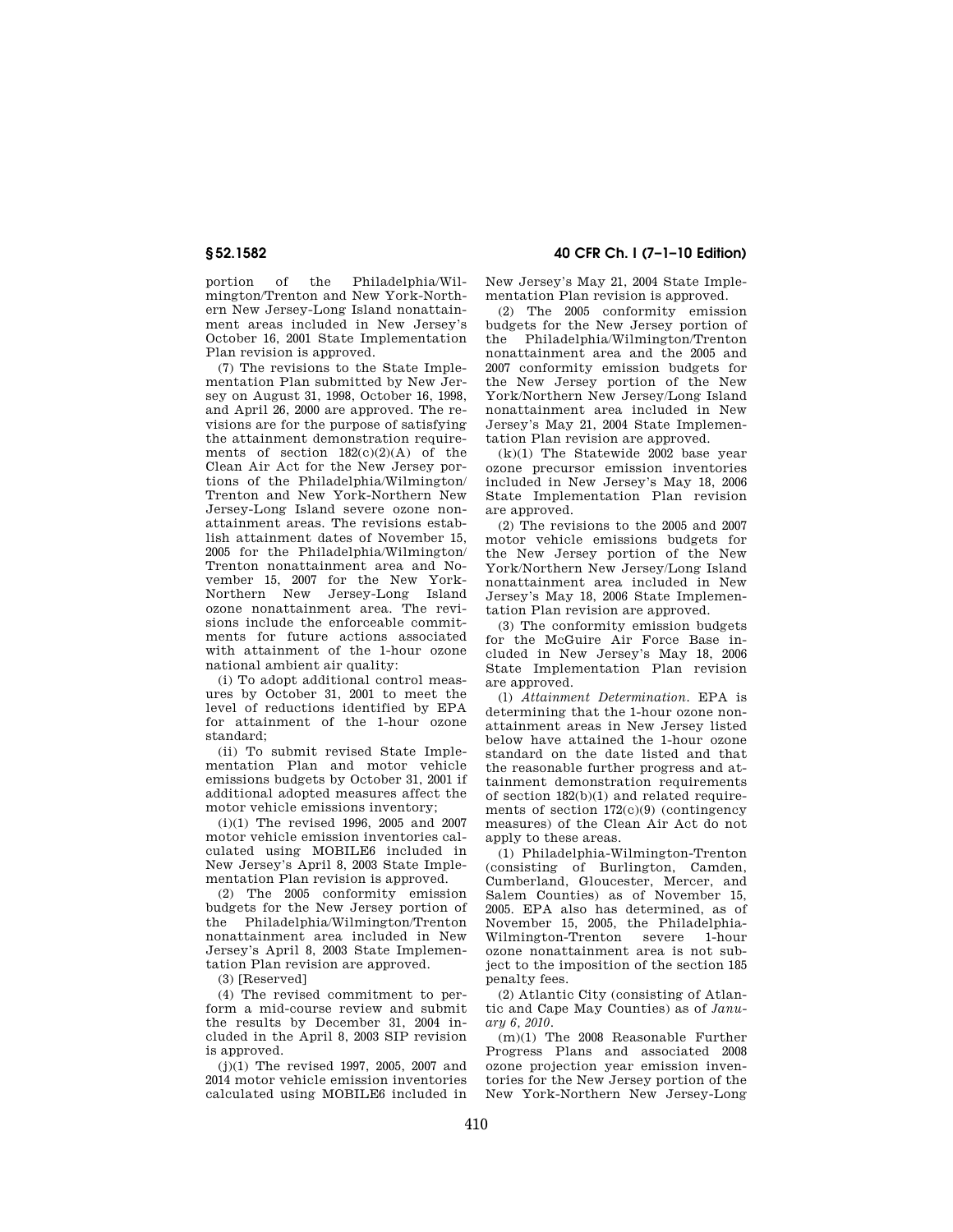portion of the Philadelphia/Wilmington/Trenton and New York-Northern New Jersey-Long Island nonattainment areas included in New Jersey's October 16, 2001 State Implementation Plan revision is approved.

(7) The revisions to the State Implementation Plan submitted by New Jersey on August 31, 1998, October 16, 1998, and April 26, 2000 are approved. The revisions are for the purpose of satisfying the attainment demonstration requirements of section 182(c)(2)(A) of the Clean Air Act for the New Jersey portions of the Philadelphia/Wilmington/Trenton and New York-Northern New Jersey-Long Island severe ozone nonattainment areas. The revisions establish attainment dates of November 15, 2005 for the Philadelphia/Wilmington/Trenton nonattainment area and November 15, 2007 for the New York-Northern New Jersey-Long Island ozone nonattainment area. The revisions include the enforceable commitments for future actions associated with attainment of the 1-hour ozone national ambient air quality:

(i) To adopt additional control measures by October 31, 2001 to meet the level of reductions identified by EPA for attainment of the 1-hour ozone standard;

(ii) To submit revised State Implementation Plan and motor vehicle emissions budgets by October 31, 2001 if additional adopted measures affect the motor vehicle emissions inventory;

(i)(1) The revised 1996, 2005 and 2007 motor vehicle emission inventories calculated using MOBILE6 included in New Jersey's April 8, 2003 State Implementation Plan revision is approved.

(2) The 2005 conformity emission budgets for the New Jersey portion of the Philadelphia/Wilmington/Trenton nonattainment area included in New Jersey's April 8, 2003 State Implementation Plan revision are approved.

(3) [Reserved]

(4) The revised commitment to perform a mid-course review and submit the results by December 31, 2004 included in the April 8, 2003 SIP revision is approved.

(j)(1) The revised 1997, 2005, 2007 and 2014 motor vehicle emission inventories calculated using MOBILE6 included in New Jersey's May 21, 2004 State Implementation Plan revision is approved.

(2) The 2005 conformity emission budgets for the New Jersey portion of the Philadelphia/Wilmington/Trenton nonattainment area and the 2005 and 2007 conformity emission budgets for the New Jersey portion of the New York/Northern New Jersey/Long Island nonattainment area included in New Jersey's May 21, 2004 State Implementation Plan revision are approved.

(k)(1) The Statewide 2002 base year ozone precursor emission inventories included in New Jersey's May 18, 2006 State Implementation Plan revision are approved.

(2) The revisions to the 2005 and 2007 motor vehicle emissions budgets for the New Jersey portion of the New York/Northern New Jersey/Long Island nonattainment area included in New Jersey's May 18, 2006 State Implementation Plan revision are approved.

(3) The conformity emission budgets for the McGuire Air Force Base included in New Jersey's May 18, 2006 State Implementation Plan revision are approved.

(l) *Attainment Determination*. EPA is determining that the 1-hour ozone nonattainment areas in New Jersey listed below have attained the 1-hour ozone standard on the date listed and that the reasonable further progress and attainment demonstration requirements of section 182(b)(1) and related requirements of section 172(c)(9) (contingency measures) of the Clean Air Act do not apply to these areas.

(1) Philadelphia-Wilmington-Trenton (consisting of Burlington, Camden, Cumberland, Gloucester, Mercer, and Salem Counties) as of November 15, 2005. EPA also has determined, as of November 15, 2005, the Philadelphia-Wilmington-Trenton severe 1-hour ozone nonattainment area is not subject to the imposition of the section 185 penalty fees.

(2) Atlantic City (consisting of Atlantic and Cape May Counties) as of *January 6, 2010*.

(m)(1) The 2008 Reasonable Further Progress Plans and associated 2008 ozone projection year emission inventories for the New Jersey portion of the New York-Northern New Jersey-Long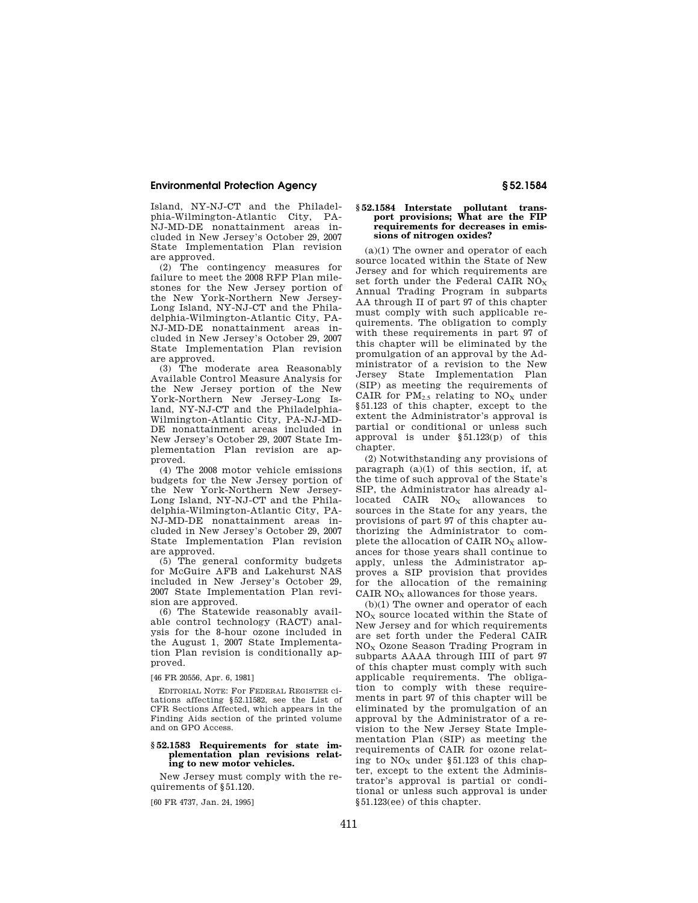Island, NY-NJ-CT and the Philadelphia-Wilmington-Atlantic City, PA-NJ-MD-DE nonattainment areas included in New Jersey's October 29, 2007 State Implementation Plan revision are approved.

(2) The contingency measures for failure to meet the 2008 RFP Plan milestones for the New Jersey portion of the New York-Northern New Jersey-Long Island, NY-NJ-CT and the Philadelphia-Wilmington-Atlantic City, PA-NJ-MD-DE nonattainment areas included in New Jersey's October 29, 2007 State Implementation Plan revision are approved.

(3) The moderate area Reasonably Available Control Measure Analysis for the New Jersey portion of the New York-Northern New Jersey-Long Island, NY-NJ-CT and the Philadelphia-Wilmington-Atlantic City, PA-NJ-MD-DE nonattainment areas included in New Jersey's October 29, 2007 State Implementation Plan revision are approved.

(4) The 2008 motor vehicle emissions budgets for the New Jersey portion of the New York-Northern New Jersey-Long Island, NY-NJ-CT and the Philadelphia-Wilmington-Atlantic City, PA-NJ-MD-DE nonattainment areas included in New Jersey's October 29, 2007 State Implementation Plan revision are approved.

(5) The general conformity budgets for McGuire AFB and Lakehurst NAS included in New Jersey's October 29, 2007 State Implementation Plan revision are approved.

(6) The Statewide reasonably available control technology (RACT) analysis for the 8-hour ozone included in the August 1, 2007 State Implementation Plan revision is conditionally approved.

[46 FR 20556, Apr. 6, 1981]

EDITORIAL NOTE: For FEDERAL REGISTER citations affecting §52.11582, see the List of CFR Sections Affected, which appears in the Finding Aids section of the printed volume and on GPO Access.

### §52.1583 Requirements for state implementation plan revisions relating to new motor vehicles.

New Jersey must comply with the requirements of §51.120.

[60 FR 4737, Jan. 24, 1995]

### §52.1584 Interstate pollutant transport provisions; What are the FIP requirements for decreases in emissions of nitrogen oxides?

(a)(1) The owner and operator of each source located within the State of New Jersey and for which requirements are set forth under the Federal CAIR $NO_X$ Annual Trading Program in subparts AA through II of part 97 of this chapter must comply with such applicable requirements. The obligation to comply with these requirements in part 97 of this chapter will be eliminated by the promulgation of an approval by the Administrator of a revision to the New Jersey State Implementation Plan (SIP) as meeting the requirements of CAIR for $PM_{2.5}$ relating to $NO_X$ under §51.123 of this chapter, except to the extent the Administrator's approval is partial or conditional or unless such approval is under §51.123(p) of this chapter.

(2) Notwithstanding any provisions of paragraph (a)(1) of this section, if, at the time of such approval of the State's SIP, the Administrator has already allocated CAIR $NO_X$ allowances to sources in the State for any years, the provisions of part 97 of this chapter authorizing the Administrator to complete the allocation of CAIR $NO_X$ allowances for those years shall continue to apply, unless the Administrator approves a SIP provision that provides for the allocation of the remaining CAIR $NO_X$ allowances for those years.

(b)(1) The owner and operator of each $NO_X$ source located within the State of New Jersey and for which requirements are set forth under the Federal CAIR $NO_X$ Ozone Season Trading Program in subparts AAAA through IIII of part 97 of this chapter must comply with such applicable requirements. The obligation to comply with these requirements in part 97 of this chapter will be eliminated by the promulgation of an approval by the Administrator of a revision to the New Jersey State Implementation Plan (SIP) as meeting the requirements of CAIR for ozone relating to $NO_X$ under §51.123 of this chapter, except to the extent the Administrator's approval is partial or conditional or unless such approval is under §51.123(ee) of this chapter.